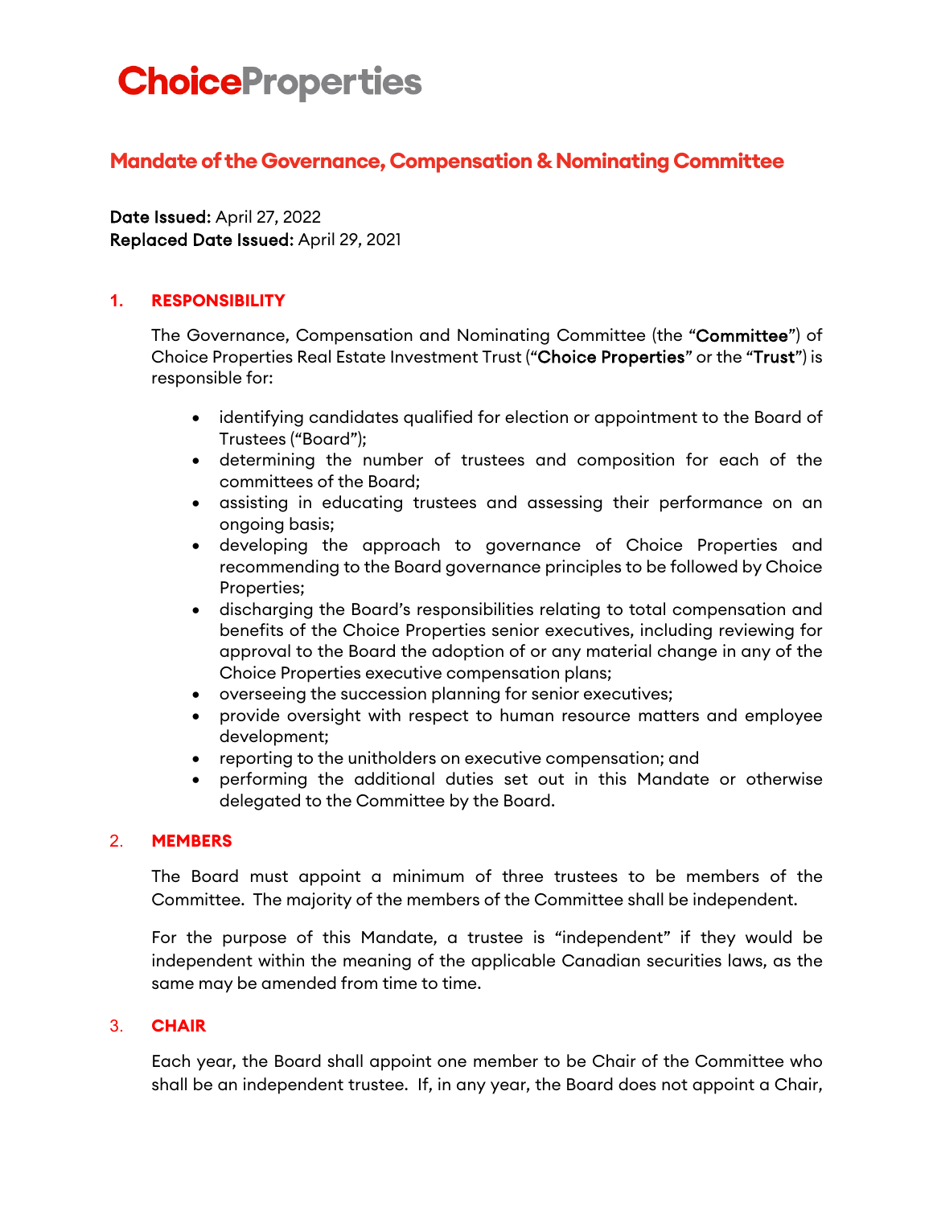# ChoiceProperties

## Mandate of the Governance, Compensation & Nominating Committee

**Date Issued:** April 27, 2022
**Replaced Date Issued:** April 29, 2021

### 1. RESPONSIBILITY

The Governance, Compensation and Nominating Committee (the "**Committee**") of Choice Properties Real Estate Investment Trust ("**Choice Properties**" or the "**Trust**") is responsible for:

- identifying candidates qualified for election or appointment to the Board of Trustees ("Board");
- determining the number of trustees and composition for each of the committees of the Board;
- assisting in educating trustees and assessing their performance on an ongoing basis;
- developing the approach to governance of Choice Properties and recommending to the Board governance principles to be followed by Choice Properties;
- discharging the Board's responsibilities relating to total compensation and benefits of the Choice Properties senior executives, including reviewing for approval to the Board the adoption of or any material change in any of the Choice Properties executive compensation plans;
- overseeing the succession planning for senior executives;
- provide oversight with respect to human resource matters and employee development;
- reporting to the unitholders on executive compensation; and
- performing the additional duties set out in this Mandate or otherwise delegated to the Committee by the Board.

### 2. MEMBERS

The Board must appoint a minimum of three trustees to be members of the Committee. The majority of the members of the Committee shall be independent.

For the purpose of this Mandate, a trustee is "independent" if they would be independent within the meaning of the applicable Canadian securities laws, as the same may be amended from time to time.

### 3. CHAIR

Each year, the Board shall appoint one member to be Chair of the Committee who shall be an independent trustee. If, in any year, the Board does not appoint a Chair,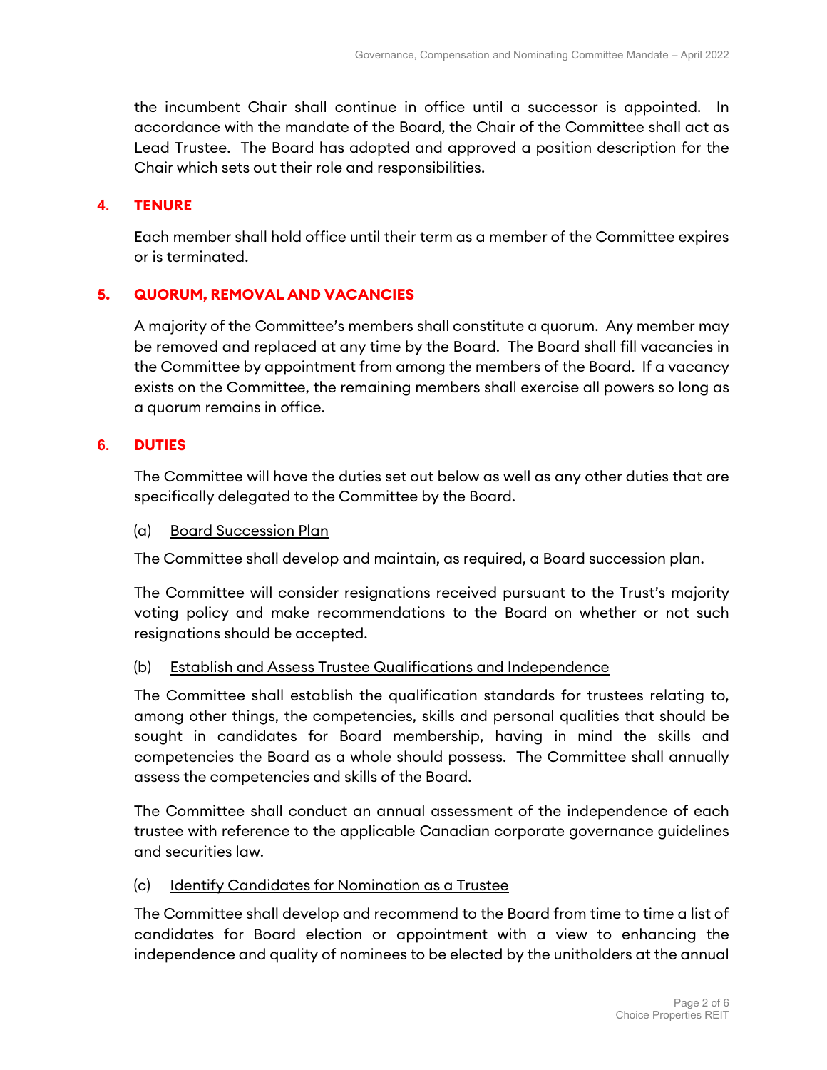the incumbent Chair shall continue in office until a successor is appointed. In accordance with the mandate of the Board, the Chair of the Committee shall act as Lead Trustee. The Board has adopted and approved a position description for the Chair which sets out their role and responsibilities.

## 4. TENURE

Each member shall hold office until their term as a member of the Committee expires or is terminated.

## 5. QUORUM, REMOVAL AND VACANCIES

A majority of the Committee's members shall constitute a quorum. Any member may be removed and replaced at any time by the Board. The Board shall fill vacancies in the Committee by appointment from among the members of the Board. If a vacancy exists on the Committee, the remaining members shall exercise all powers so long as a quorum remains in office.

## 6. DUTIES

The Committee will have the duties set out below as well as any other duties that are specifically delegated to the Committee by the Board.

### (a) Board Succession Plan

The Committee shall develop and maintain, as required, a Board succession plan.

The Committee will consider resignations received pursuant to the Trust's majority voting policy and make recommendations to the Board on whether or not such resignations should be accepted.

### (b) Establish and Assess Trustee Qualifications and Independence

The Committee shall establish the qualification standards for trustees relating to, among other things, the competencies, skills and personal qualities that should be sought in candidates for Board membership, having in mind the skills and competencies the Board as a whole should possess. The Committee shall annually assess the competencies and skills of the Board.

The Committee shall conduct an annual assessment of the independence of each trustee with reference to the applicable Canadian corporate governance guidelines and securities law.

### (c) Identify Candidates for Nomination as a Trustee

The Committee shall develop and recommend to the Board from time to time a list of candidates for Board election or appointment with a view to enhancing the independence and quality of nominees to be elected by the unitholders at the annual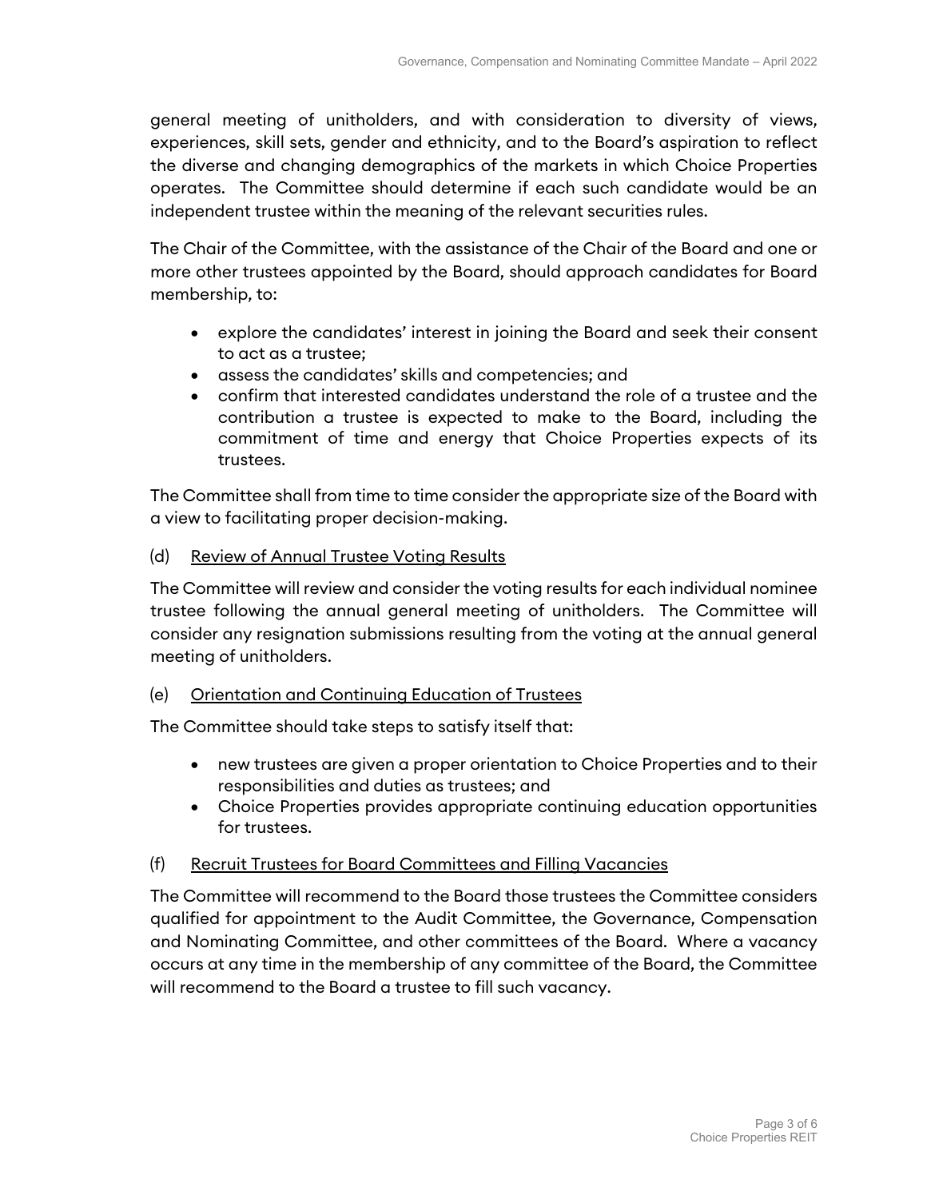general meeting of unitholders, and with consideration to diversity of views, experiences, skill sets, gender and ethnicity, and to the Board's aspiration to reflect the diverse and changing demographics of the markets in which Choice Properties operates. The Committee should determine if each such candidate would be an independent trustee within the meaning of the relevant securities rules.

The Chair of the Committee, with the assistance of the Chair of the Board and one or more other trustees appointed by the Board, should approach candidates for Board membership, to:

- explore the candidates' interest in joining the Board and seek their consent to act as a trustee;
- assess the candidates' skills and competencies; and
- confirm that interested candidates understand the role of a trustee and the contribution a trustee is expected to make to the Board, including the commitment of time and energy that Choice Properties expects of its trustees.

The Committee shall from time to time consider the appropriate size of the Board with a view to facilitating proper decision-making.

(d) Review of Annual Trustee Voting Results

The Committee will review and consider the voting results for each individual nominee trustee following the annual general meeting of unitholders. The Committee will consider any resignation submissions resulting from the voting at the annual general meeting of unitholders.

(e) Orientation and Continuing Education of Trustees

The Committee should take steps to satisfy itself that:

- new trustees are given a proper orientation to Choice Properties and to their responsibilities and duties as trustees; and
- Choice Properties provides appropriate continuing education opportunities for trustees.

(f) Recruit Trustees for Board Committees and Filling Vacancies

The Committee will recommend to the Board those trustees the Committee considers qualified for appointment to the Audit Committee, the Governance, Compensation and Nominating Committee, and other committees of the Board. Where a vacancy occurs at any time in the membership of any committee of the Board, the Committee will recommend to the Board a trustee to fill such vacancy.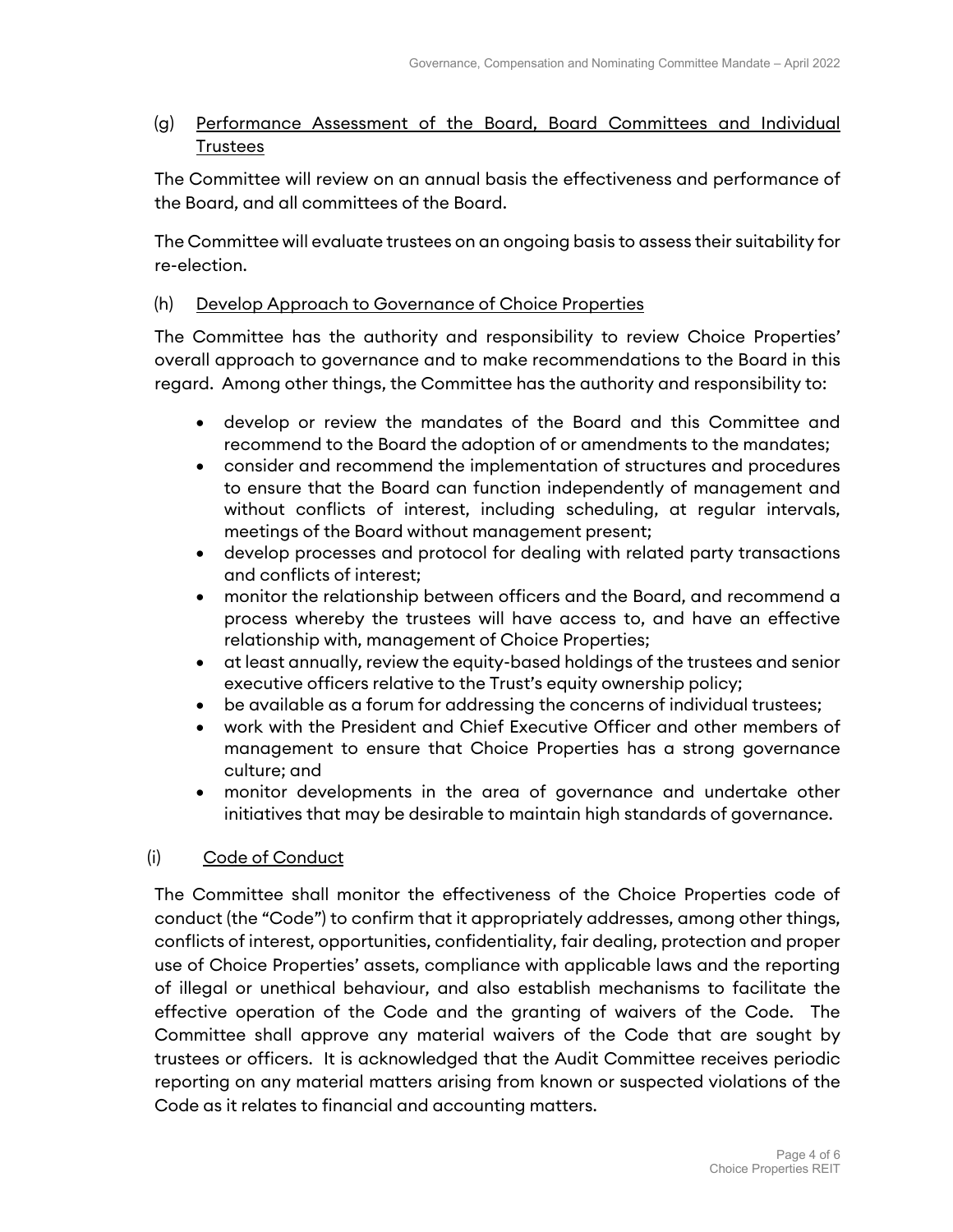(g) Performance Assessment of the Board, Board Committees and Individual Trustees

The Committee will review on an annual basis the effectiveness and performance of the Board, and all committees of the Board.

The Committee will evaluate trustees on an ongoing basis to assess their suitability for re-election.

(h) Develop Approach to Governance of Choice Properties

The Committee has the authority and responsibility to review Choice Properties' overall approach to governance and to make recommendations to the Board in this regard. Among other things, the Committee has the authority and responsibility to:

- develop or review the mandates of the Board and this Committee and recommend to the Board the adoption of or amendments to the mandates;
- consider and recommend the implementation of structures and procedures to ensure that the Board can function independently of management and without conflicts of interest, including scheduling, at regular intervals, meetings of the Board without management present;
- develop processes and protocol for dealing with related party transactions and conflicts of interest;
- monitor the relationship between officers and the Board, and recommend a process whereby the trustees will have access to, and have an effective relationship with, management of Choice Properties;
- at least annually, review the equity-based holdings of the trustees and senior executive officers relative to the Trust's equity ownership policy;
- be available as a forum for addressing the concerns of individual trustees;
- work with the President and Chief Executive Officer and other members of management to ensure that Choice Properties has a strong governance culture; and
- monitor developments in the area of governance and undertake other initiatives that may be desirable to maintain high standards of governance.

(i) Code of Conduct

The Committee shall monitor the effectiveness of the Choice Properties code of conduct (the "Code") to confirm that it appropriately addresses, among other things, conflicts of interest, opportunities, confidentiality, fair dealing, protection and proper use of Choice Properties' assets, compliance with applicable laws and the reporting of illegal or unethical behaviour, and also establish mechanisms to facilitate the effective operation of the Code and the granting of waivers of the Code. The Committee shall approve any material waivers of the Code that are sought by trustees or officers. It is acknowledged that the Audit Committee receives periodic reporting on any material matters arising from known or suspected violations of the Code as it relates to financial and accounting matters.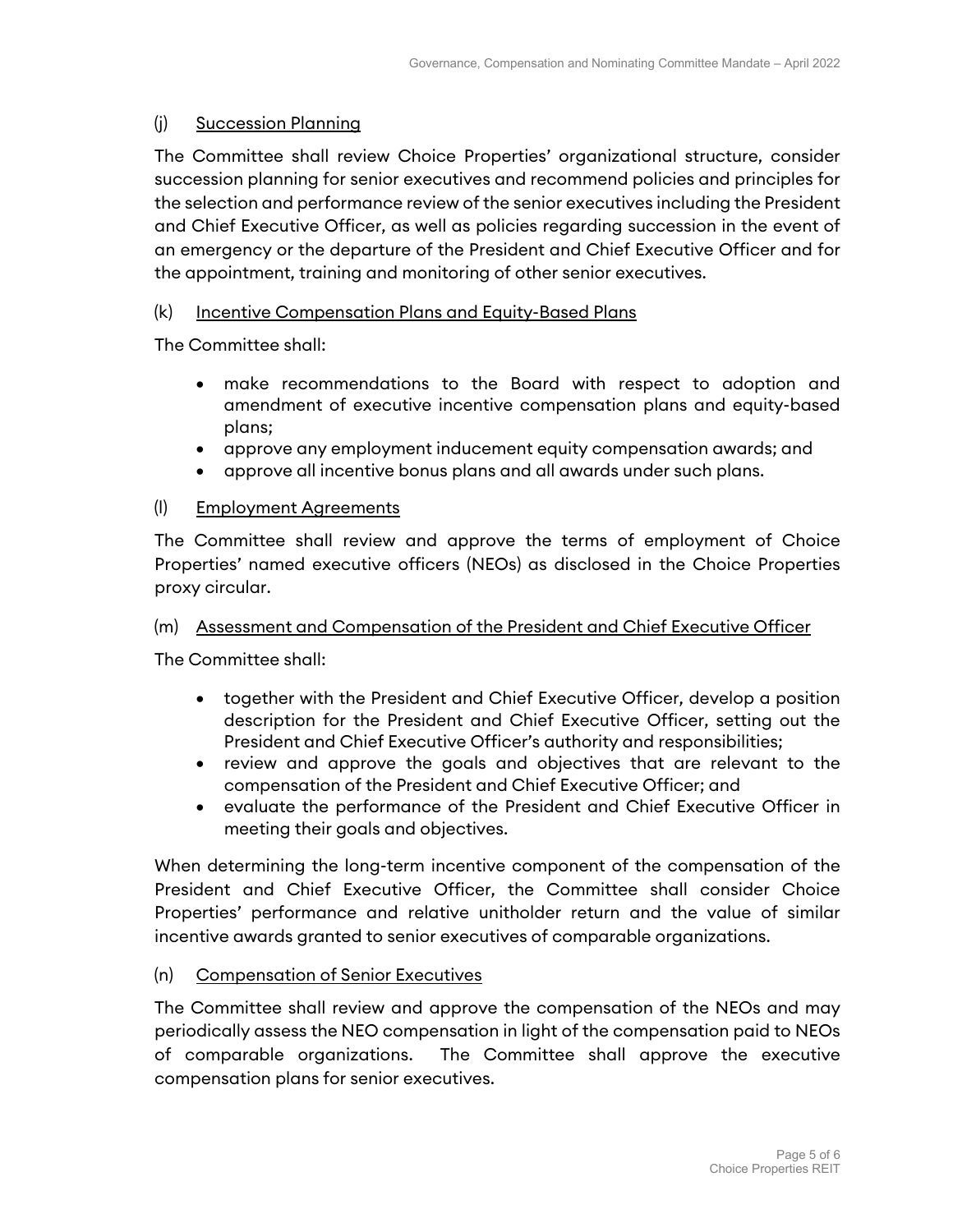### (j) Succession Planning

The Committee shall review Choice Properties' organizational structure, consider succession planning for senior executives and recommend policies and principles for the selection and performance review of the senior executives including the President and Chief Executive Officer, as well as policies regarding succession in the event of an emergency or the departure of the President and Chief Executive Officer and for the appointment, training and monitoring of other senior executives.

### (k) Incentive Compensation Plans and Equity-Based Plans

The Committee shall:

- make recommendations to the Board with respect to adoption and amendment of executive incentive compensation plans and equity-based plans;
- approve any employment inducement equity compensation awards; and
- approve all incentive bonus plans and all awards under such plans.

### (l) Employment Agreements

The Committee shall review and approve the terms of employment of Choice Properties' named executive officers (NEOs) as disclosed in the Choice Properties proxy circular.

### (m) Assessment and Compensation of the President and Chief Executive Officer

The Committee shall:

- together with the President and Chief Executive Officer, develop a position description for the President and Chief Executive Officer, setting out the President and Chief Executive Officer's authority and responsibilities;
- review and approve the goals and objectives that are relevant to the compensation of the President and Chief Executive Officer; and
- evaluate the performance of the President and Chief Executive Officer in meeting their goals and objectives.

When determining the long-term incentive component of the compensation of the President and Chief Executive Officer, the Committee shall consider Choice Properties' performance and relative unitholder return and the value of similar incentive awards granted to senior executives of comparable organizations.

### (n) Compensation of Senior Executives

The Committee shall review and approve the compensation of the NEOs and may periodically assess the NEO compensation in light of the compensation paid to NEOs of comparable organizations. The Committee shall approve the executive compensation plans for senior executives.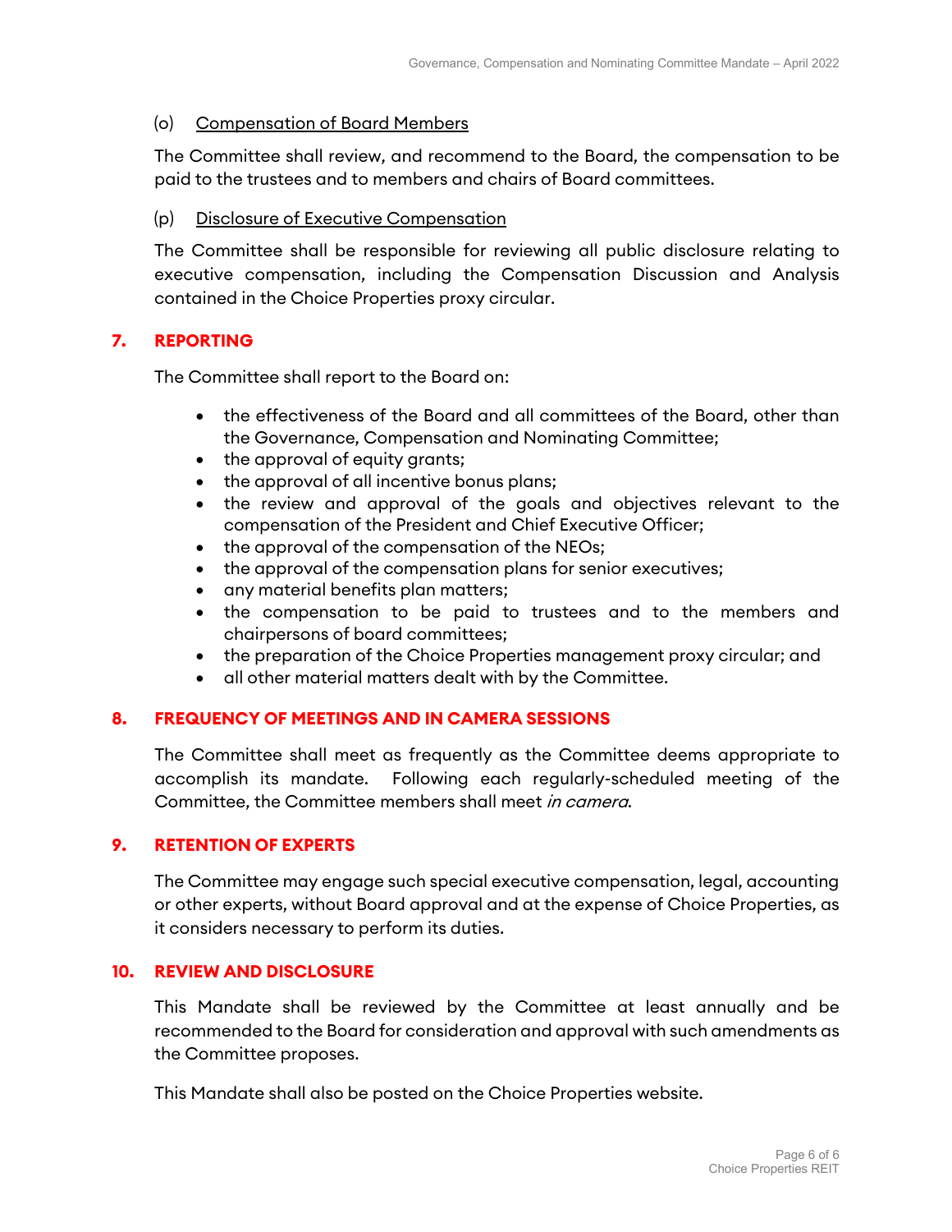(o) Compensation of Board Members

The Committee shall review, and recommend to the Board, the compensation to be paid to the trustees and to members and chairs of Board committees.

(p) Disclosure of Executive Compensation

The Committee shall be responsible for reviewing all public disclosure relating to executive compensation, including the Compensation Discussion and Analysis contained in the Choice Properties proxy circular.

## 7. REPORTING

The Committee shall report to the Board on:

- the effectiveness of the Board and all committees of the Board, other than the Governance, Compensation and Nominating Committee;
- the approval of equity grants;
- the approval of all incentive bonus plans;
- the review and approval of the goals and objectives relevant to the compensation of the President and Chief Executive Officer;
- the approval of the compensation of the NEOs;
- the approval of the compensation plans for senior executives;
- any material benefits plan matters;
- the compensation to be paid to trustees and to the members and chairpersons of board committees;
- the preparation of the Choice Properties management proxy circular; and
- all other material matters dealt with by the Committee.

## 8. FREQUENCY OF MEETINGS AND IN CAMERA SESSIONS

The Committee shall meet as frequently as the Committee deems appropriate to accomplish its mandate. Following each regularly-scheduled meeting of the Committee, the Committee members shall meet *in camera*.

## 9. RETENTION OF EXPERTS

The Committee may engage such special executive compensation, legal, accounting or other experts, without Board approval and at the expense of Choice Properties, as it considers necessary to perform its duties.

## 10. REVIEW AND DISCLOSURE

This Mandate shall be reviewed by the Committee at least annually and be recommended to the Board for consideration and approval with such amendments as the Committee proposes.

This Mandate shall also be posted on the Choice Properties website.